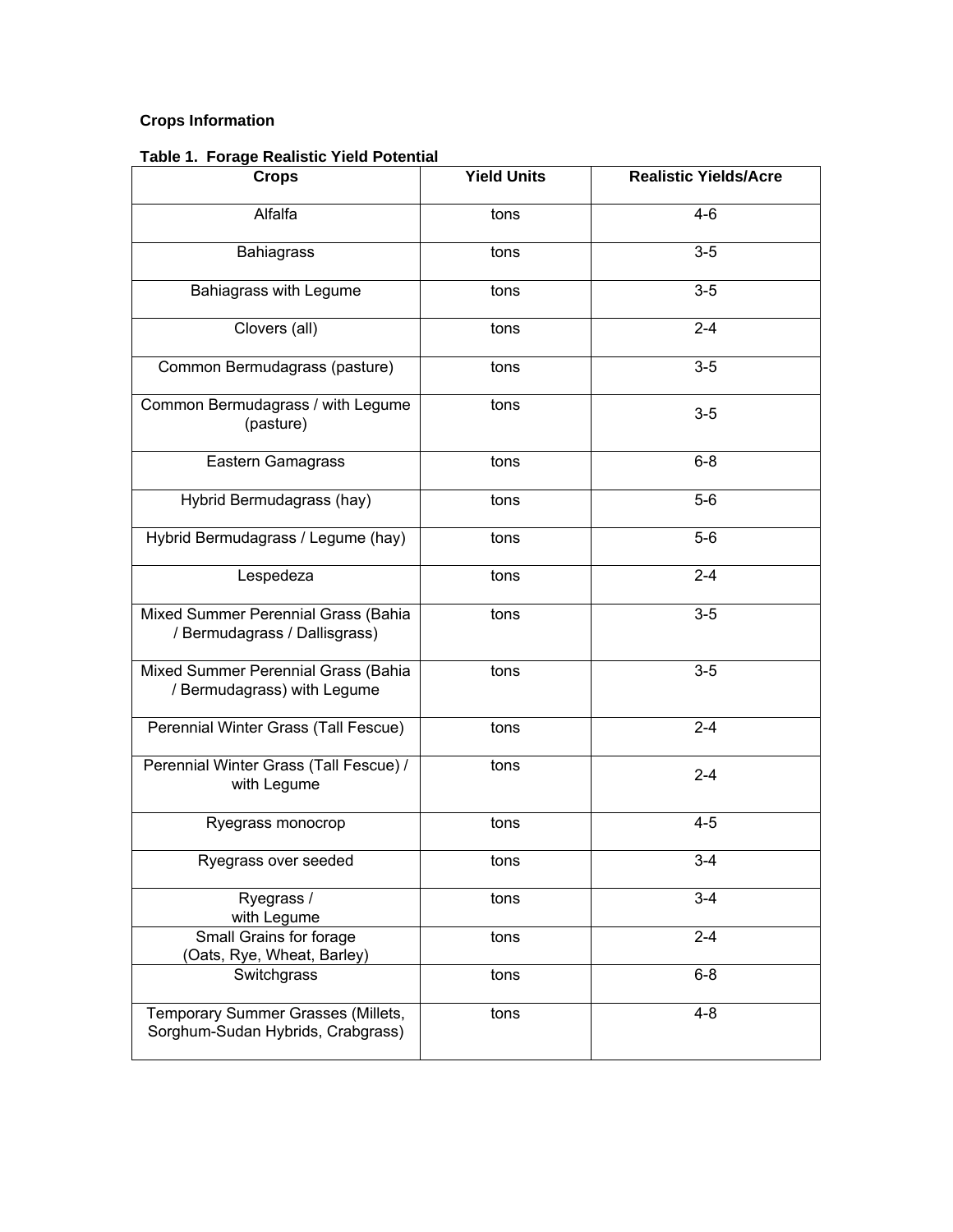**Crops Information**

**Table 1. Forage Realistic Yield Potential**

| Crops | Yield Units | Realistic Yields/Acre |
|---|---|---|
| Alfalfa | tons | 4-6 |
| Bahiagrass | tons | 3-5 |
| Bahiagrass with Legume | tons | 3-5 |
| Clovers (all) | tons | 2-4 |
| Common Bermudagrass (pasture) | tons | 3-5 |
| Common Bermudagrass / with Legume (pasture) | tons | 3-5 |
| Eastern Gamagrass | tons | 6-8 |
| Hybrid Bermudagrass (hay) | tons | 5-6 |
| Hybrid Bermudagrass / Legume (hay) | tons | 5-6 |
| Lespedeza | tons | 2-4 |
| Mixed Summer Perennial Grass (Bahia / Bermudagrass / Dallisgrass) | tons | 3-5 |
| Mixed Summer Perennial Grass (Bahia / Bermudagrass) with Legume | tons | 3-5 |
| Perennial Winter Grass (Tall Fescue) | tons | 2-4 |
| Perennial Winter Grass (Tall Fescue) / with Legume | tons | 2-4 |
| Ryegrass monocrop | tons | 4-5 |
| Ryegrass over seeded | tons | 3-4 |
| Ryegrass / with Legume | tons | 3-4 |
| Small Grains for forage (Oats, Rye, Wheat, Barley) | tons | 2-4 |
| Switchgrass | tons | 6-8 |
| Temporary Summer Grasses (Millets, Sorghum-Sudan Hybrids, Crabgrass) | tons | 4-8 |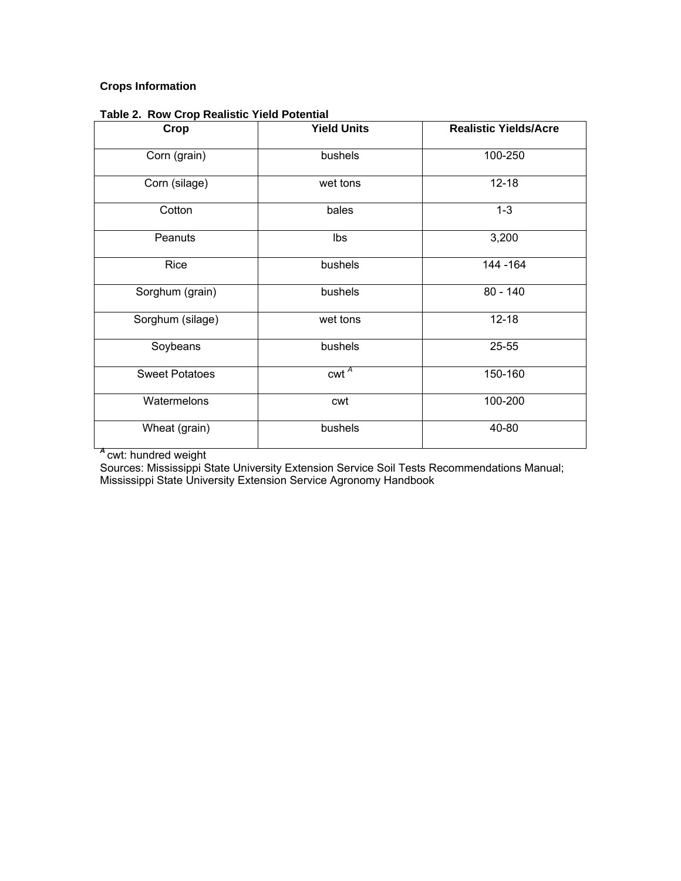**Crops Information**

**Table 2. Row Crop Realistic Yield Potential**

| Crop | Yield Units | Realistic Yields/Acre |
|---|---|---|
| Corn (grain) | bushels | 100-250 |
| Corn (silage) | wet tons | 12-18 |
| Cotton | bales | 1-3 |
| Peanuts | lbs | 3,200 |
| Rice | bushels | 144 -164 |
| Sorghum (grain) | bushels | 80 - 140 |
| Sorghum (silage) | wet tons | 12-18 |
| Soybeans | bushels | 25-55 |
| Sweet Potatoes | cwt [A] | 150-160 |
| Watermelons | cwt | 100-200 |
| Wheat (grain) | bushels | 40-80 |

[A] cwt: hundred weight

Sources: Mississippi State University Extension Service Soil Tests Recommendations Manual; Mississippi State University Extension Service Agronomy Handbook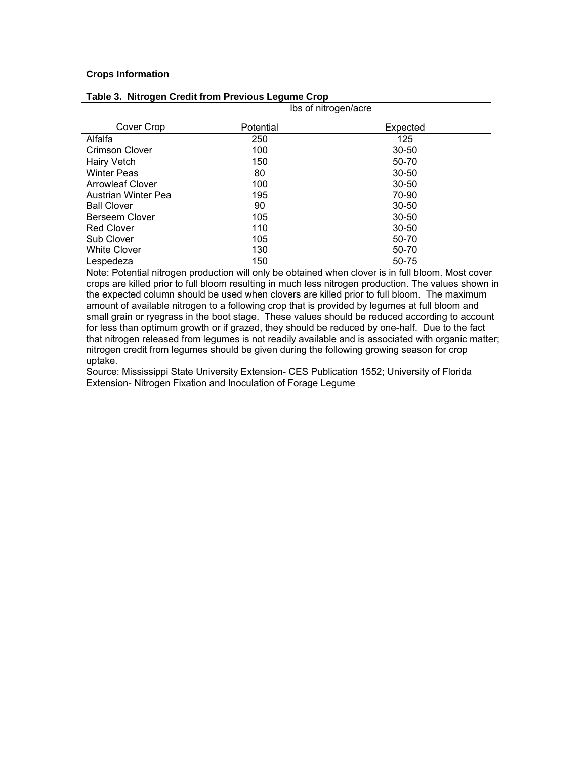**Crops Information**

**Table 3. Nitrogen Credit from Previous Legume Crop**

| | lbs of nitrogen/acre | |
|---|---|---|
| Cover Crop | Potential | Expected |
| Alfalfa | 250 | 125 |
| Crimson Clover | 100 | 30-50 |
| Hairy Vetch | 150 | 50-70 |
| Winter Peas | 80 | 30-50 |
| Arrowleaf Clover | 100 | 30-50 |
| Austrian Winter Pea | 195 | 70-90 |
| Ball Clover | 90 | 30-50 |
| Berseem Clover | 105 | 30-50 |
| Red Clover | 110 | 30-50 |
| Sub Clover | 105 | 50-70 |
| White Clover | 130 | 50-70 |
| Lespedeza | 150 | 50-75 |

Note: Potential nitrogen production will only be obtained when clover is in full bloom. Most cover crops are killed prior to full bloom resulting in much less nitrogen production. The values shown in the expected column should be used when clovers are killed prior to full bloom. The maximum amount of available nitrogen to a following crop that is provided by legumes at full bloom and small grain or ryegrass in the boot stage. These values should be reduced according to account for less than optimum growth or if grazed, they should be reduced by one-half. Due to the fact that nitrogen released from legumes is not readily available and is associated with organic matter; nitrogen credit from legumes should be given during the following growing season for crop uptake.

Source: Mississippi State University Extension- CES Publication 1552; University of Florida Extension- Nitrogen Fixation and Inoculation of Forage Legume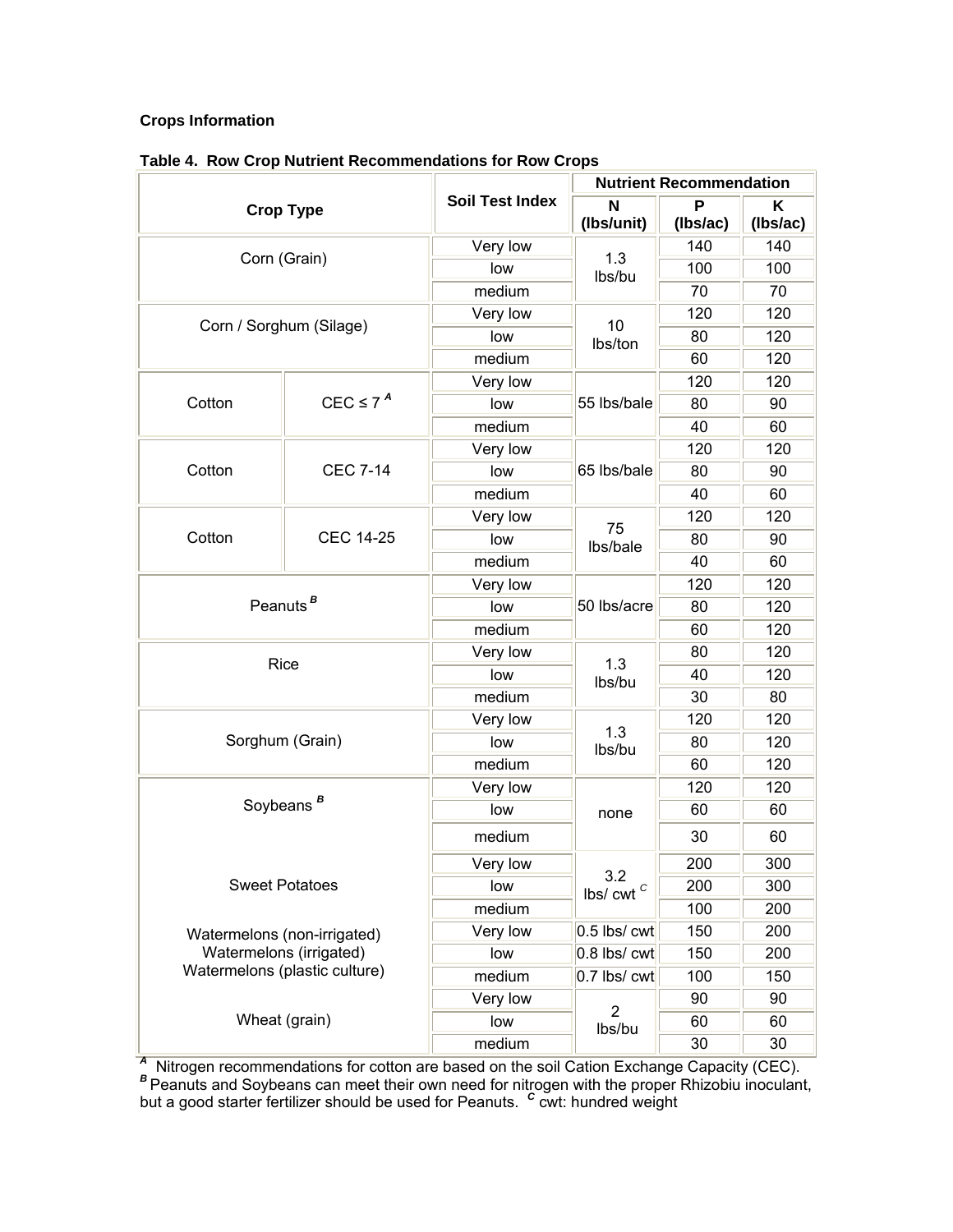**Crops Information**

**Table 4. Row Crop Nutrient Recommendations for Row Crops**

| Crop Type | | Soil Test Index | Nutrient Recommendation | | |
|---|---|---|---|---|---|
| | | | N (lbs/unit) | P (lbs/ac) | K (lbs/ac) |
| Corn (Grain) | | Very low | 1.3 lbs/bu | 140 | 140 |
| | | low | | 100 | 100 |
| | | medium | | 70 | 70 |
| Corn / Sorghum (Silage) | | Very low | 10 lbs/ton | 120 | 120 |
| | | low | | 80 | 120 |
| | | medium | | 60 | 120 |
| Cotton | CEC ≤ 7 [A] | Very low | 55 lbs/bale | 120 | 120 |
| | | low | | 80 | 90 |
| | | medium | | 40 | 60 |
| Cotton | CEC 7-14 | Very low | 65 lbs/bale | 120 | 120 |
| | | low | | 80 | 90 |
| | | medium | | 40 | 60 |
| Cotton | CEC 14-25 | Very low | 75 lbs/bale | 120 | 120 |
| | | low | | 80 | 90 |
| | | medium | | 40 | 60 |
| Peanuts [B] | | Very low | 50 lbs/acre | 120 | 120 |
| | | low | | 80 | 120 |
| | | medium | | 60 | 120 |
| Rice | | Very low | 1.3 lbs/bu | 80 | 120 |
| | | low | | 40 | 120 |
| | | medium | | 30 | 80 |
| Sorghum (Grain) | | Very low | 1.3 lbs/bu | 120 | 120 |
| | | low | | 80 | 120 |
| | | medium | | 60 | 120 |
| Soybeans [B] | | Very low | none | 120 | 120 |
| | | low | | 60 | 60 |
| | | medium | | 30 | 60 |
| Sweet Potatoes | | Very low | 3.2 lbs/ cwt [C] | 200 | 300 |
| | | low | | 200 | 300 |
| | | medium | | 100 | 200 |
| Watermelons (non-irrigated) | | Very low | 0.5 lbs/ cwt | 150 | 200 |
| Watermelons (irrigated) | | low | 0.8 lbs/ cwt | 150 | 200 |
| Watermelons (plastic culture) | | medium | 0.7 lbs/ cwt | 100 | 150 |
| Wheat (grain) | | Very low | 2 lbs/bu | 90 | 90 |
| | | low | | 60 | 60 |
| | | medium | | 30 | 30 |

[A] Nitrogen recommendations for cotton are based on the soil Cation Exchange Capacity (CEC).
[B] Peanuts and Soybeans can meet their own need for nitrogen with the proper Rhizobiu inoculant, but a good starter fertilizer should be used for Peanuts. [C] cwt: hundred weight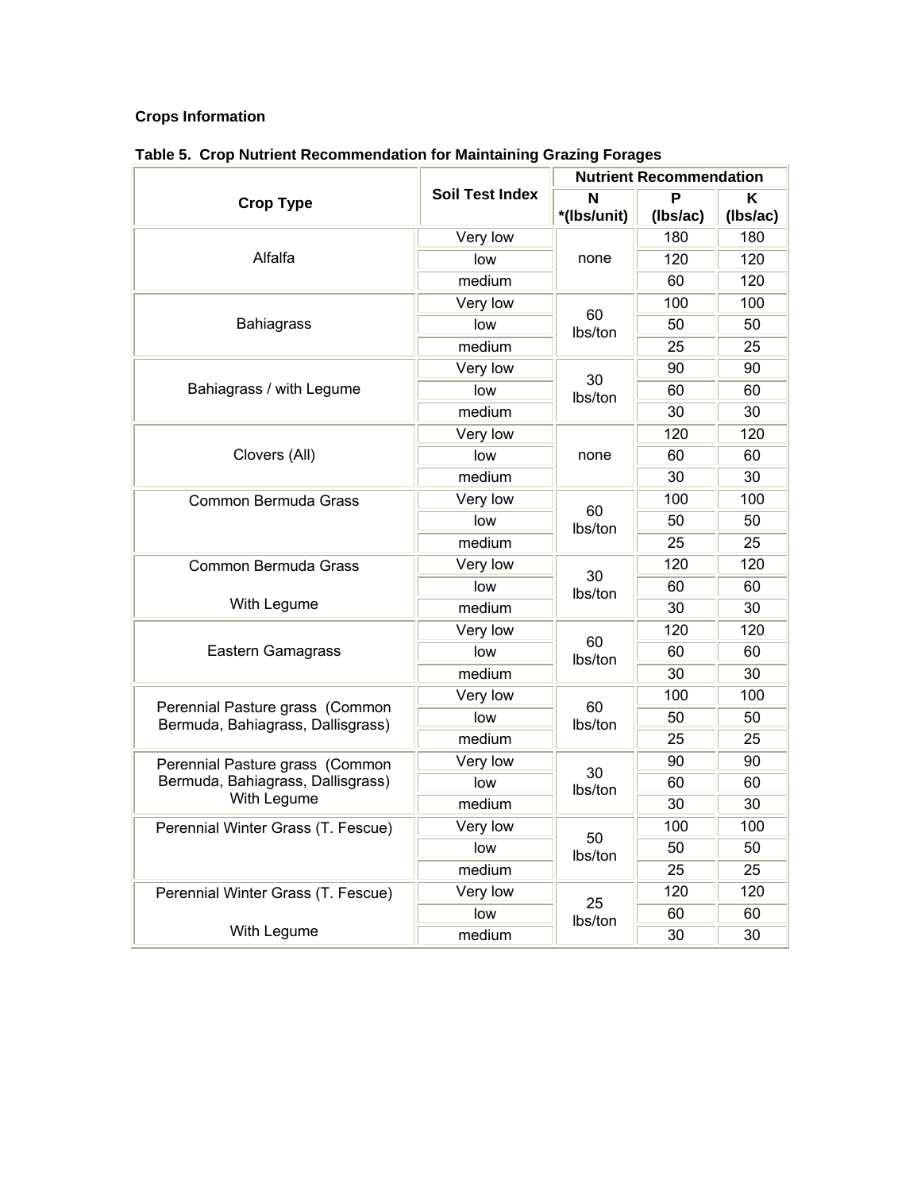**Crops Information**

**Table 5. Crop Nutrient Recommendation for Maintaining Grazing Forages**

| Crop Type | Soil Test Index | Nutrient Recommendation | | |
|---|---|---|---|---|
| | | N *(lbs/unit) | P (lbs/ac) | K (lbs/ac) |
| Alfalfa | Very low | none | 180 | 180 |
| | low | | 120 | 120 |
| | medium | | 60 | 120 |
| Bahiagrass | Very low | 60 lbs/ton | 100 | 100 |
| | low | | 50 | 50 |
| | medium | | 25 | 25 |
| Bahiagrass / with Legume | Very low | 30 lbs/ton | 90 | 90 |
| | low | | 60 | 60 |
| | medium | | 30 | 30 |
| Clovers (All) | Very low | none | 120 | 120 |
| | low | | 60 | 60 |
| | medium | | 30 | 30 |
| Common Bermuda Grass | Very low | 60 lbs/ton | 100 | 100 |
| | low | | 50 | 50 |
| | medium | | 25 | 25 |
| Common Bermuda Grass With Legume | Very low | 30 lbs/ton | 120 | 120 |
| | low | | 60 | 60 |
| | medium | | 30 | 30 |
| Eastern Gamagrass | Very low | 60 lbs/ton | 120 | 120 |
| | low | | 60 | 60 |
| | medium | | 30 | 30 |
| Perennial Pasture grass (Common Bermuda, Bahiagrass, Dallisgrass) | Very low | 60 lbs/ton | 100 | 100 |
| | low | | 50 | 50 |
| | medium | | 25 | 25 |
| Perennial Pasture grass (Common Bermuda, Bahiagrass, Dallisgrass) With Legume | Very low | 30 lbs/ton | 90 | 90 |
| | low | | 60 | 60 |
| | medium | | 30 | 30 |
| Perennial Winter Grass (T. Fescue) | Very low | 50 lbs/ton | 100 | 100 |
| | low | | 50 | 50 |
| | medium | | 25 | 25 |
| Perennial Winter Grass (T. Fescue) With Legume | Very low | 25 lbs/ton | 120 | 120 |
| | low | | 60 | 60 |
| | medium | | 30 | 30 |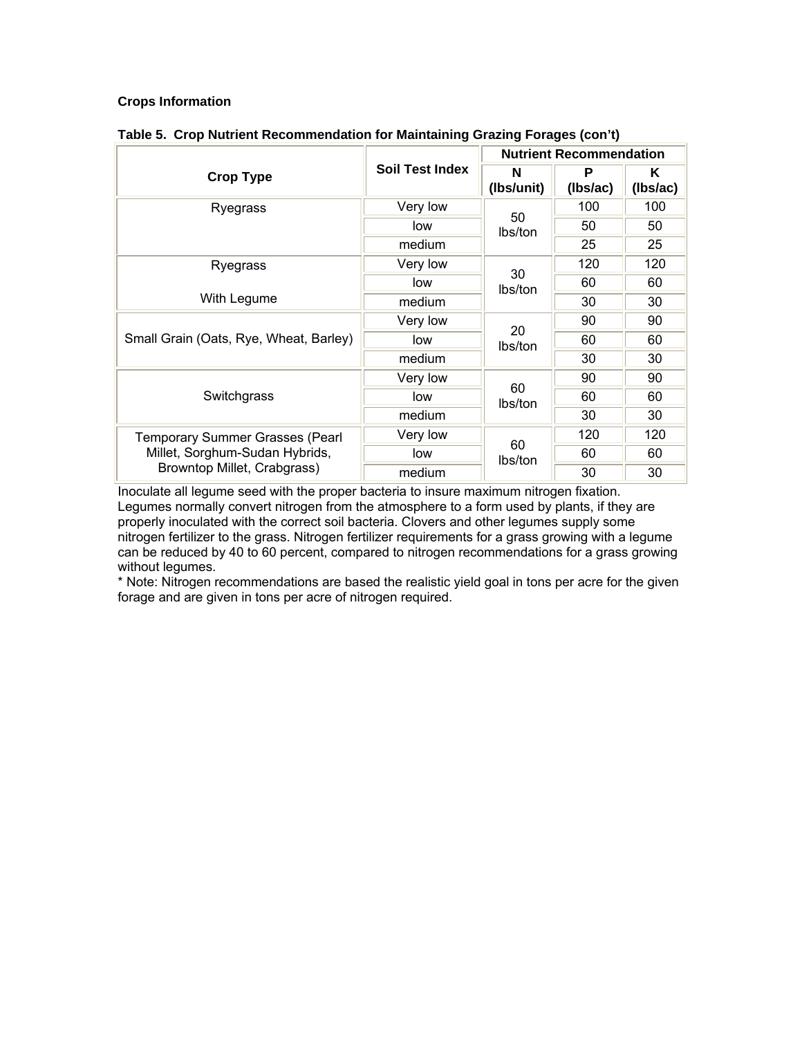**Crops Information**

**Table 5. Crop Nutrient Recommendation for Maintaining Grazing Forages (con't)**

| Crop Type | Soil Test Index | Nutrient Recommendation | | |
|---|---|---|---|---|
| | | N (lbs/unit) | P (lbs/ac) | K (lbs/ac) |
| Ryegrass | Very low | 50 lbs/ton | 100 | 100 |
| | low | | 50 | 50 |
| | medium | | 25 | 25 |
| Ryegrass With Legume | Very low | 30 lbs/ton | 120 | 120 |
| | low | | 60 | 60 |
| | medium | | 30 | 30 |
| Small Grain (Oats, Rye, Wheat, Barley) | Very low | 20 lbs/ton | 90 | 90 |
| | low | | 60 | 60 |
| | medium | | 30 | 30 |
| Switchgrass | Very low | 60 lbs/ton | 90 | 90 |
| | low | | 60 | 60 |
| | medium | | 30 | 30 |
| Temporary Summer Grasses (Pearl Millet, Sorghum-Sudan Hybrids, Browntop Millet, Crabgrass) | Very low | 60 lbs/ton | 120 | 120 |
| | low | | 60 | 60 |
| | medium | | 30 | 30 |

Inoculate all legume seed with the proper bacteria to insure maximum nitrogen fixation. Legumes normally convert nitrogen from the atmosphere to a form used by plants, if they are properly inoculated with the correct soil bacteria. Clovers and other legumes supply some nitrogen fertilizer to the grass. Nitrogen fertilizer requirements for a grass growing with a legume can be reduced by 40 to 60 percent, compared to nitrogen recommendations for a grass growing without legumes.

* Note: Nitrogen recommendations are based the realistic yield goal in tons per acre for the given forage and are given in tons per acre of nitrogen required.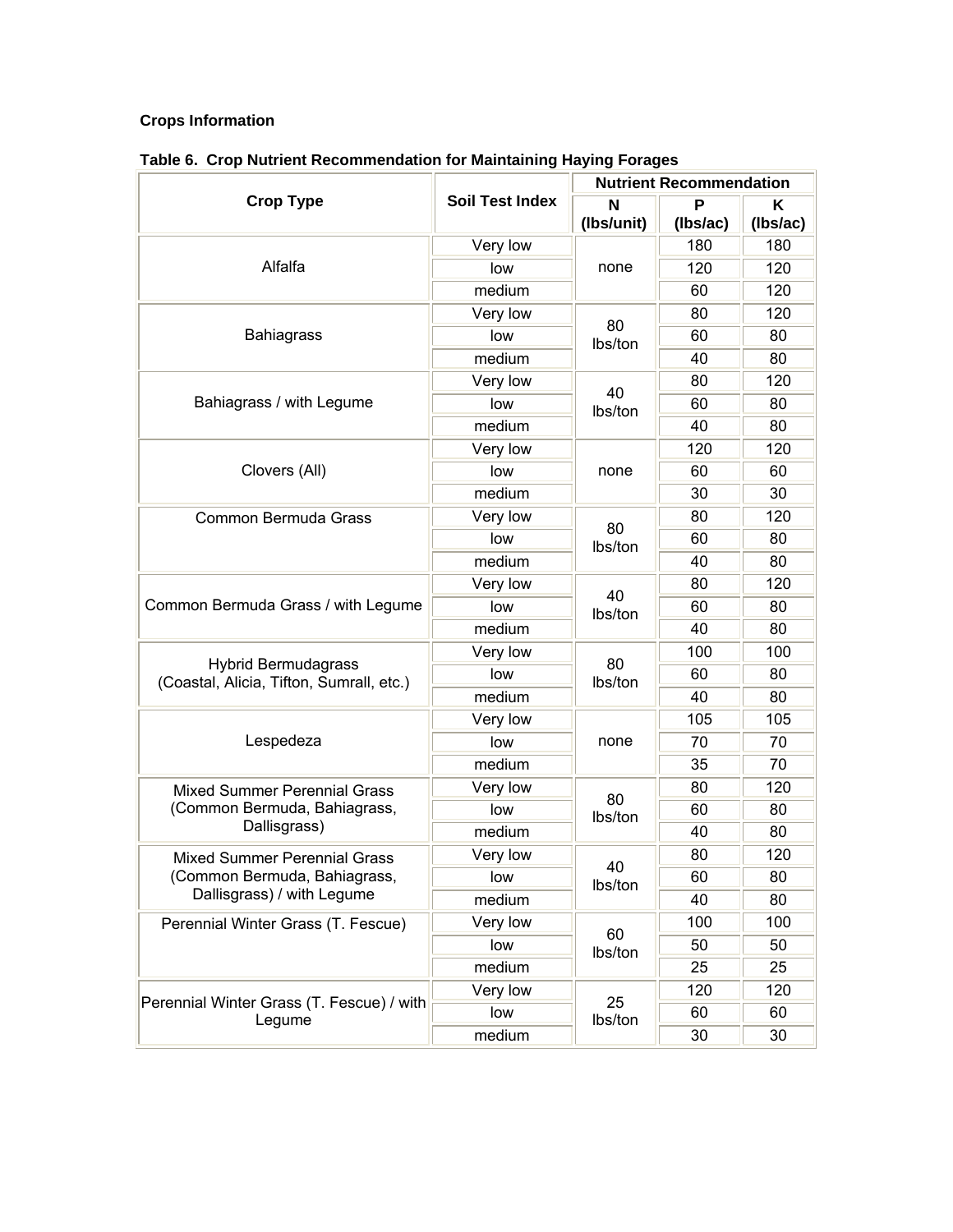**Crops Information**

**Table 6. Crop Nutrient Recommendation for Maintaining Haying Forages**

| Crop Type | Soil Test Index | Nutrient Recommendation | | |
|---|---|---|---|---|
| | | N (lbs/unit) | P (lbs/ac) | K (lbs/ac) |
| Alfalfa | Very low | none | 180 | 180 |
| | low | | 120 | 120 |
| | medium | | 60 | 120 |
| Bahiagrass | Very low | 80 lbs/ton | 80 | 120 |
| | low | | 60 | 80 |
| | medium | | 40 | 80 |
| Bahiagrass / with Legume | Very low | 40 lbs/ton | 80 | 120 |
| | low | | 60 | 80 |
| | medium | | 40 | 80 |
| Clovers (All) | Very low | none | 120 | 120 |
| | low | | 60 | 60 |
| | medium | | 30 | 30 |
| Common Bermuda Grass | Very low | 80 lbs/ton | 80 | 120 |
| | low | | 60 | 80 |
| | medium | | 40 | 80 |
| Common Bermuda Grass / with Legume | Very low | 40 lbs/ton | 80 | 120 |
| | low | | 60 | 80 |
| | medium | | 40 | 80 |
| Hybrid Bermudagrass (Coastal, Alicia, Tifton, Sumrall, etc.) | Very low | 80 lbs/ton | 100 | 100 |
| | low | | 60 | 80 |
| | medium | | 40 | 80 |
| Lespedeza | Very low | none | 105 | 105 |
| | low | | 70 | 70 |
| | medium | | 35 | 70 |
| Mixed Summer Perennial Grass (Common Bermuda, Bahiagrass, Dallisgrass) | Very low | 80 lbs/ton | 80 | 120 |
| | low | | 60 | 80 |
| | medium | | 40 | 80 |
| Mixed Summer Perennial Grass (Common Bermuda, Bahiagrass, Dallisgrass) / with Legume | Very low | 40 lbs/ton | 80 | 120 |
| | low | | 60 | 80 |
| | medium | | 40 | 80 |
| Perennial Winter Grass (T. Fescue) | Very low | 60 lbs/ton | 100 | 100 |
| | low | | 50 | 50 |
| | medium | | 25 | 25 |
| Perennial Winter Grass (T. Fescue) / with Legume | Very low | 25 lbs/ton | 120 | 120 |
| | low | | 60 | 60 |
| | medium | | 30 | 30 |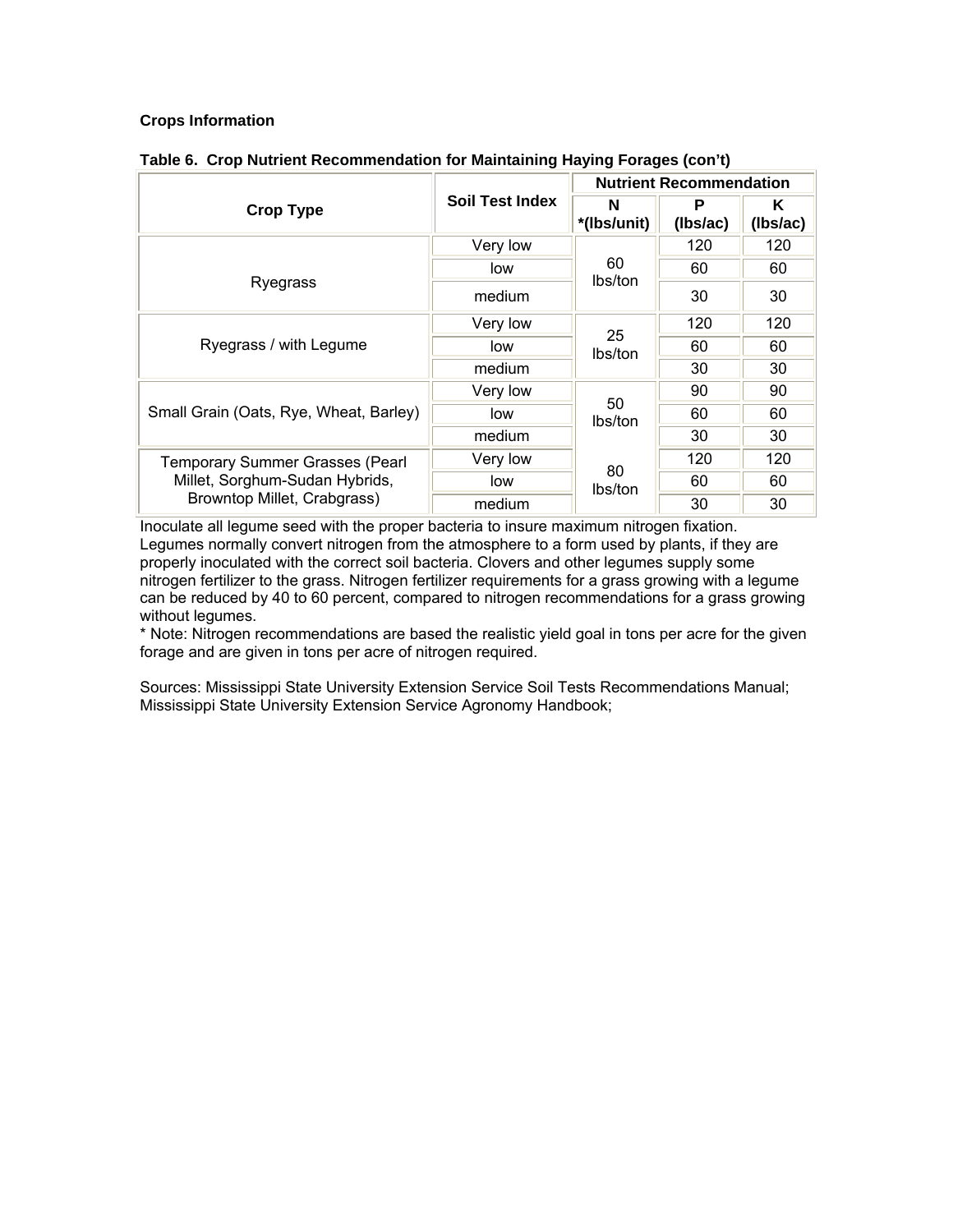**Crops Information**

**Table 6. Crop Nutrient Recommendation for Maintaining Haying Forages (con't)**

| Crop Type | Soil Test Index | Nutrient Recommendation | | |
|---|---|---|---|---|
| | | N *(lbs/unit) | P (lbs/ac) | K (lbs/ac) |
| Ryegrass | Very low | 60 lbs/ton | 120 | 120 |
| | low | | 60 | 60 |
| | medium | | 30 | 30 |
| Ryegrass / with Legume | Very low | 25 lbs/ton | 120 | 120 |
| | low | | 60 | 60 |
| | medium | | 30 | 30 |
| Small Grain (Oats, Rye, Wheat, Barley) | Very low | 50 lbs/ton | 90 | 90 |
| | low | | 60 | 60 |
| | medium | | 30 | 30 |
| Temporary Summer Grasses (Pearl Millet, Sorghum-Sudan Hybrids, Browntop Millet, Crabgrass) | Very low | 80 lbs/ton | 120 | 120 |
| | low | | 60 | 60 |
| | medium | | 30 | 30 |

Inoculate all legume seed with the proper bacteria to insure maximum nitrogen fixation. Legumes normally convert nitrogen from the atmosphere to a form used by plants, if they are properly inoculated with the correct soil bacteria. Clovers and other legumes supply some nitrogen fertilizer to the grass. Nitrogen fertilizer requirements for a grass growing with a legume can be reduced by 40 to 60 percent, compared to nitrogen recommendations for a grass growing without legumes.

* Note: Nitrogen recommendations are based the realistic yield goal in tons per acre for the given forage and are given in tons per acre of nitrogen required.

Sources: Mississippi State University Extension Service Soil Tests Recommendations Manual; Mississippi State University Extension Service Agronomy Handbook;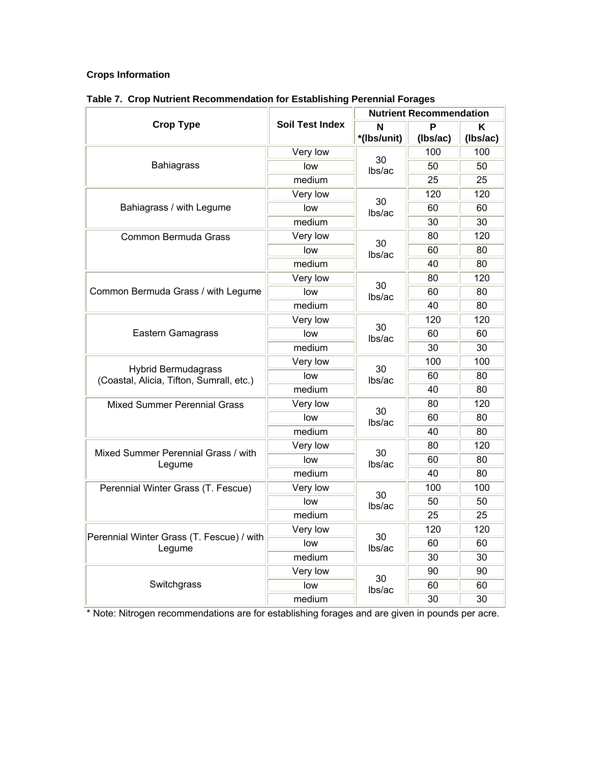**Crops Information**

**Table 7. Crop Nutrient Recommendation for Establishing Perennial Forages**

| Crop Type | Soil Test Index | Nutrient Recommendation | | |
|---|---|---|---|---|
| | | N *(lbs/unit) | P (lbs/ac) | K (lbs/ac) |
| Bahiagrass | Very low | 30 lbs/ac | 100 | 100 |
| | low | | 50 | 50 |
| | medium | | 25 | 25 |
| Bahiagrass / with Legume | Very low | 30 lbs/ac | 120 | 120 |
| | low | | 60 | 60 |
| | medium | | 30 | 30 |
| Common Bermuda Grass | Very low | 30 lbs/ac | 80 | 120 |
| | low | | 60 | 80 |
| | medium | | 40 | 80 |
| Common Bermuda Grass / with Legume | Very low | 30 lbs/ac | 80 | 120 |
| | low | | 60 | 80 |
| | medium | | 40 | 80 |
| Eastern Gamagrass | Very low | 30 lbs/ac | 120 | 120 |
| | low | | 60 | 60 |
| | medium | | 30 | 30 |
| Hybrid Bermudagrass (Coastal, Alicia, Tifton, Sumrall, etc.) | Very low | 30 lbs/ac | 100 | 100 |
| | low | | 60 | 80 |
| | medium | | 40 | 80 |
| Mixed Summer Perennial Grass | Very low | 30 lbs/ac | 80 | 120 |
| | low | | 60 | 80 |
| | medium | | 40 | 80 |
| Mixed Summer Perennial Grass / with Legume | Very low | 30 lbs/ac | 80 | 120 |
| | low | | 60 | 80 |
| | medium | | 40 | 80 |
| Perennial Winter Grass (T. Fescue) | Very low | 30 lbs/ac | 100 | 100 |
| | low | | 50 | 50 |
| | medium | | 25 | 25 |
| Perennial Winter Grass (T. Fescue) / with Legume | Very low | 30 lbs/ac | 120 | 120 |
| | low | | 60 | 60 |
| | medium | | 30 | 30 |
| Switchgrass | Very low | 30 lbs/ac | 90 | 90 |
| | low | | 60 | 60 |
| | medium | | 30 | 30 |

* Note: Nitrogen recommendations are for establishing forages and are given in pounds per acre.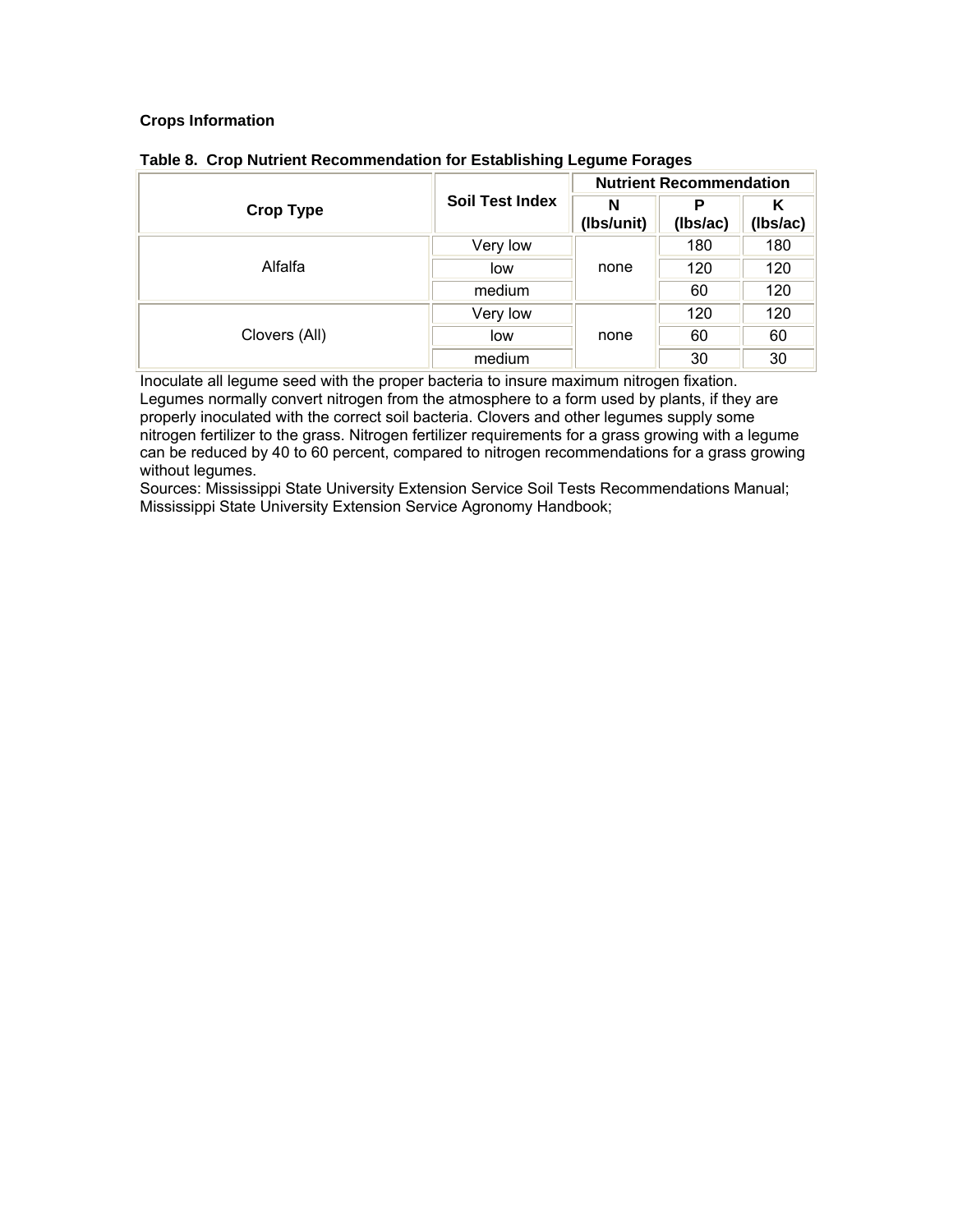**Crops Information**

**Table 8. Crop Nutrient Recommendation for Establishing Legume Forages**

| Crop Type | Soil Test Index | Nutrient Recommendation | | |
|---|---|---|---|---|
| | | N (lbs/unit) | P (lbs/ac) | K (lbs/ac) |
| Alfalfa | Very low | none | 180 | 180 |
| | low | | 120 | 120 |
| | medium | | 60 | 120 |
| Clovers (All) | Very low | none | 120 | 120 |
| | low | | 60 | 60 |
| | medium | | 30 | 30 |

Inoculate all legume seed with the proper bacteria to insure maximum nitrogen fixation. Legumes normally convert nitrogen from the atmosphere to a form used by plants, if they are properly inoculated with the correct soil bacteria. Clovers and other legumes supply some nitrogen fertilizer to the grass. Nitrogen fertilizer requirements for a grass growing with a legume can be reduced by 40 to 60 percent, compared to nitrogen recommendations for a grass growing without legumes.

Sources: Mississippi State University Extension Service Soil Tests Recommendations Manual; Mississippi State University Extension Service Agronomy Handbook;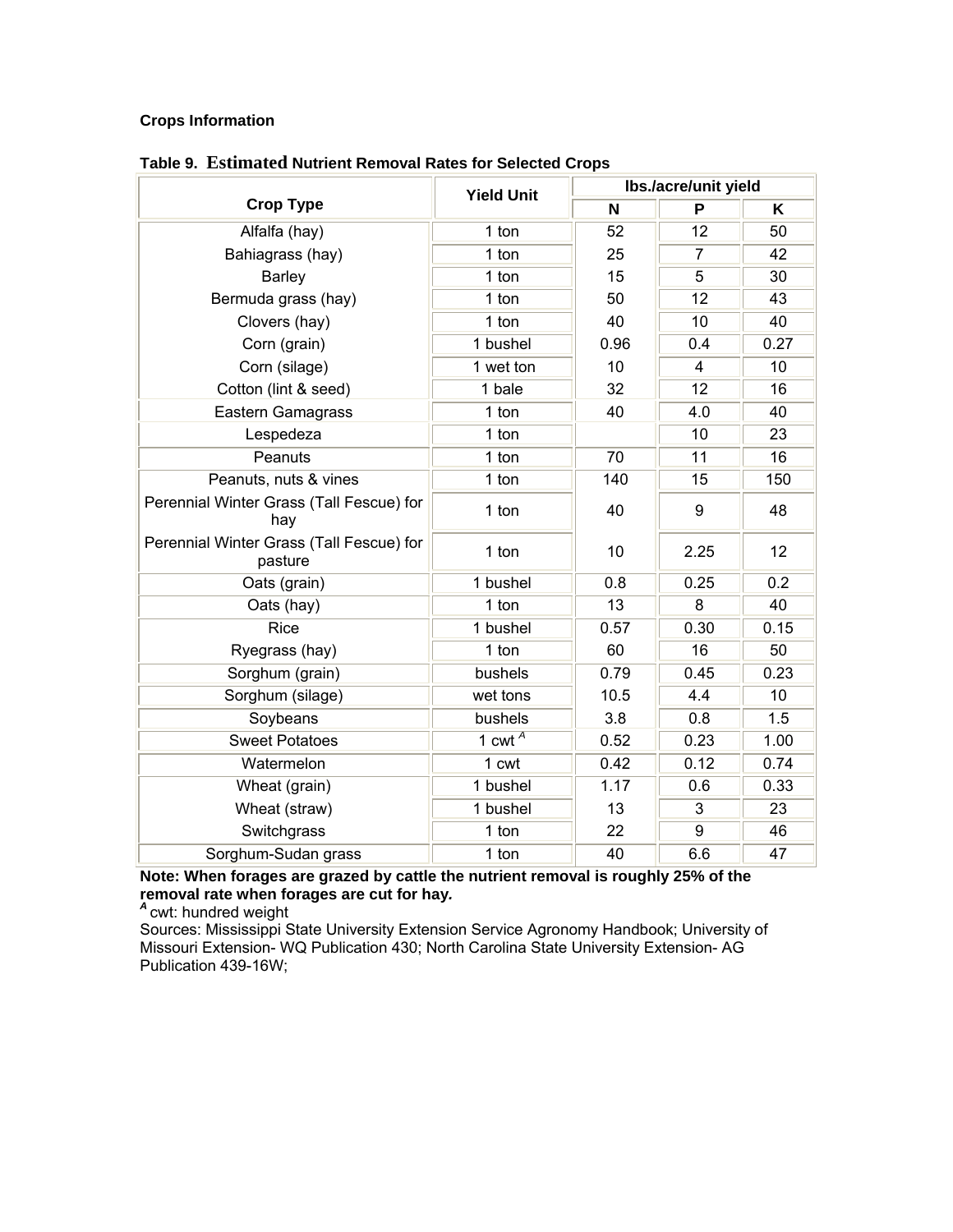**Crops Information**

**Table 9. Estimated Nutrient Removal Rates for Selected Crops**

| Crop Type | Yield Unit | lbs./acre/unit yield | | |
|---|---|---|---|---|
| | | N | P | K |
| Alfalfa (hay) | 1 ton | 52 | 12 | 50 |
| Bahiagrass (hay) | 1 ton | 25 | 7 | 42 |
| Barley | 1 ton | 15 | 5 | 30 |
| Bermuda grass (hay) | 1 ton | 50 | 12 | 43 |
| Clovers (hay) | 1 ton | 40 | 10 | 40 |
| Corn (grain) | 1 bushel | 0.96 | 0.4 | 0.27 |
| Corn (silage) | 1 wet ton | 10 | 4 | 10 |
| Cotton (lint & seed) | 1 bale | 32 | 12 | 16 |
| Eastern Gamagrass | 1 ton | 40 | 4.0 | 40 |
| Lespedeza | 1 ton | | 10 | 23 |
| Peanuts | 1 ton | 70 | 11 | 16 |
| Peanuts, nuts & vines | 1 ton | 140 | 15 | 150 |
| Perennial Winter Grass (Tall Fescue) for hay | 1 ton | 40 | 9 | 48 |
| Perennial Winter Grass (Tall Fescue) for pasture | 1 ton | 10 | 2.25 | 12 |
| Oats (grain) | 1 bushel | 0.8 | 0.25 | 0.2 |
| Oats (hay) | 1 ton | 13 | 8 | 40 |
| Rice | 1 bushel | 0.57 | 0.30 | 0.15 |
| Ryegrass (hay) | 1 ton | 60 | 16 | 50 |
| Sorghum (grain) | bushels | 0.79 | 0.45 | 0.23 |
| Sorghum (silage) | wet tons | 10.5 | 4.4 | 10 |
| Soybeans | bushels | 3.8 | 0.8 | 1.5 |
| Sweet Potatoes | 1 cwt [A] | 0.52 | 0.23 | 1.00 |
| Watermelon | 1 cwt | 0.42 | 0.12 | 0.74 |
| Wheat (grain) | 1 bushel | 1.17 | 0.6 | 0.33 |
| Wheat (straw) | 1 bushel | 13 | 3 | 23 |
| Switchgrass | 1 ton | 22 | 9 | 46 |
| Sorghum-Sudan grass | 1 ton | 40 | 6.6 | 47 |

**Note: When forages are grazed by cattle the nutrient removal is roughly 25% of the removal rate when forages are cut for hay.**

[A] cwt: hundred weight

Sources: Mississippi State University Extension Service Agronomy Handbook; University of Missouri Extension- WQ Publication 430; North Carolina State University Extension- AG Publication 439-16W;